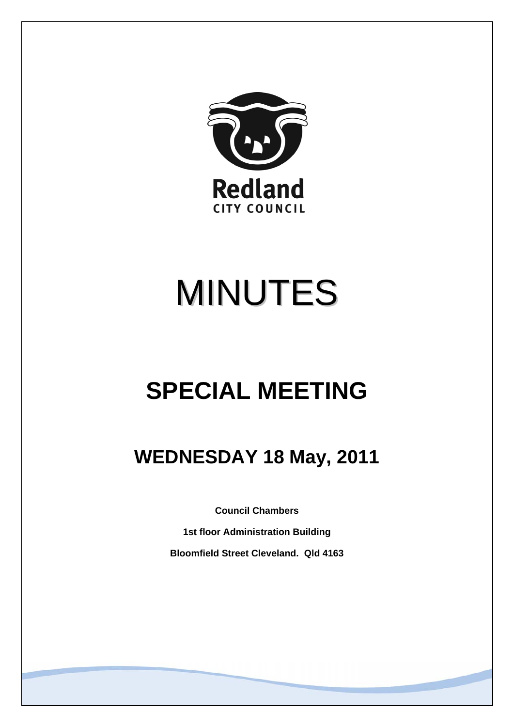Redland CITY COUNCIL

# MINUTES

# SPECIAL MEETING

## WEDNESDAY 18 May, 2011

**Council Chambers**

**1st floor Administration Building**

**Bloomfield Street Cleveland. Qld 4163**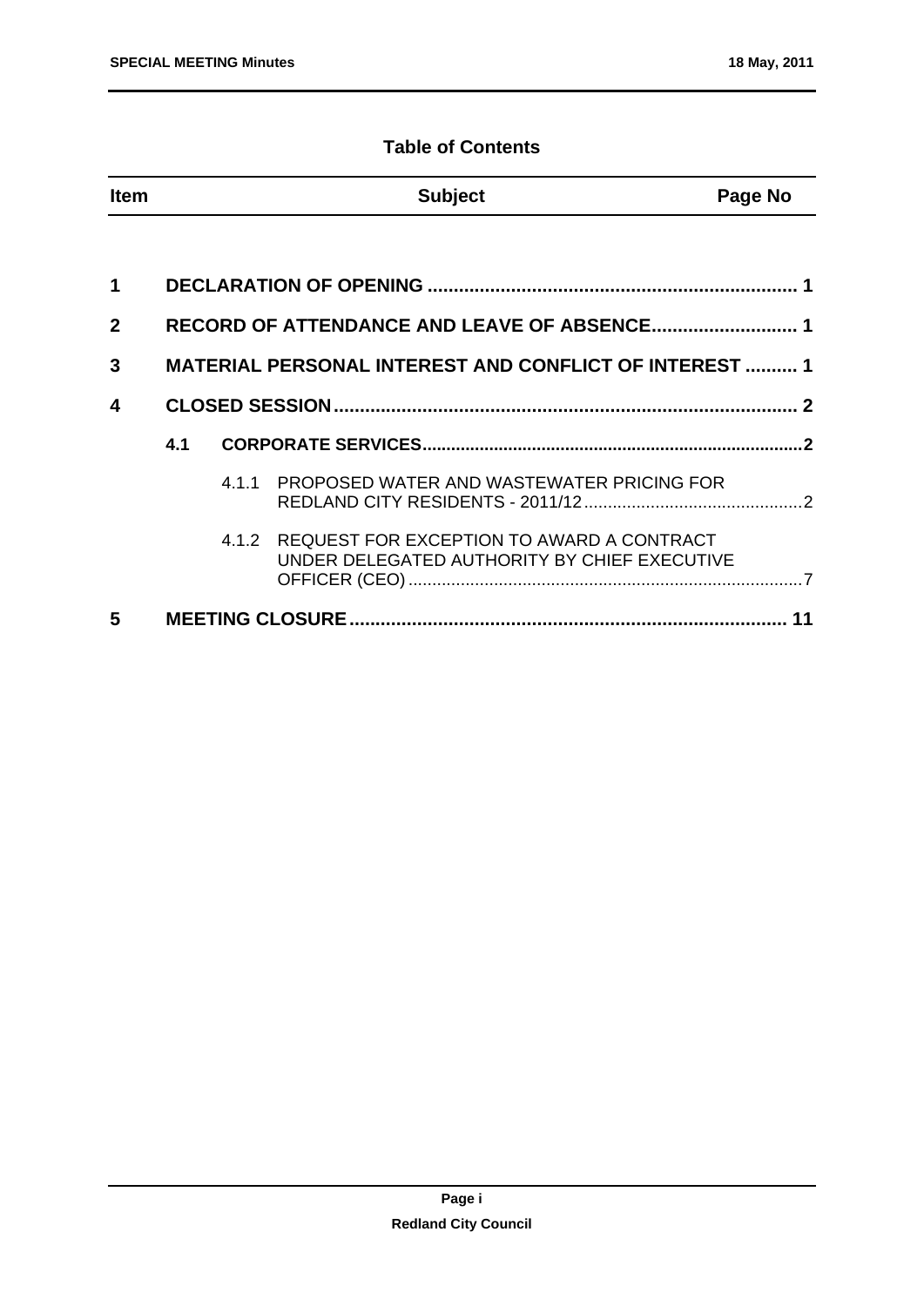## Table of Contents

| Item | | | Subject | Page No |
|---|---|---|---|---|
| **1** | **DECLARATION OF OPENING** | | | **1** |
| **2** | **RECORD OF ATTENDANCE AND LEAVE OF ABSENCE** | | | **1** |
| **3** | **MATERIAL PERSONAL INTEREST AND CONFLICT OF INTEREST** | | | **1** |
| **4** | **CLOSED SESSION** | | | **2** |
| | **4.1** | **CORPORATE SERVICES** | | **2** |
| | | 4.1.1 | PROPOSED WATER AND WASTEWATER PRICING FOR REDLAND CITY RESIDENTS - 2011/12 | 2 |
| | | 4.1.2 | REQUEST FOR EXCEPTION TO AWARD A CONTRACT UNDER DELEGATED AUTHORITY BY CHIEF EXECUTIVE OFFICER (CEO) | 7 |
| **5** | **MEETING CLOSURE** | | | **11** |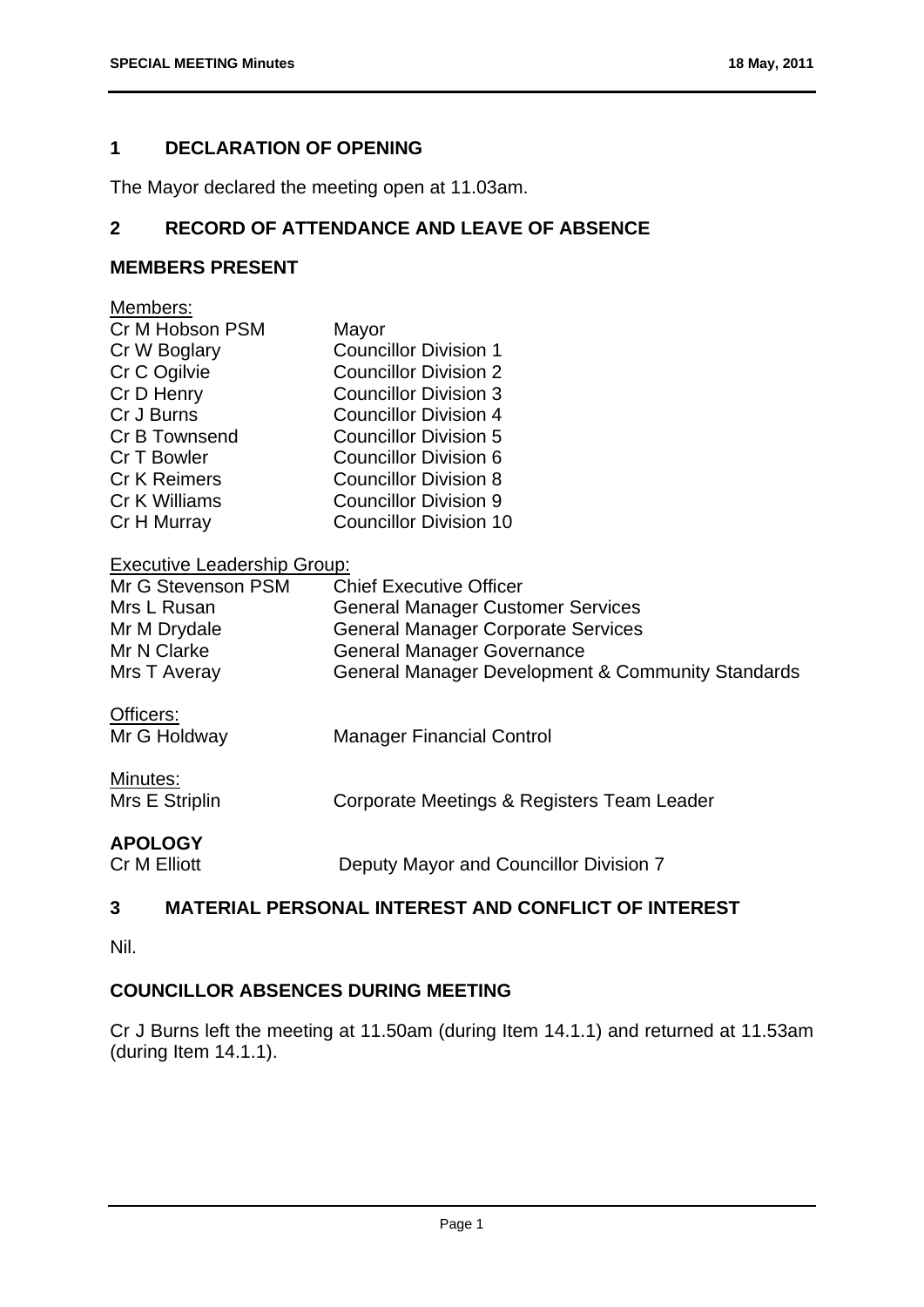## 1 DECLARATION OF OPENING

The Mayor declared the meeting open at 11.03am.

## 2 RECORD OF ATTENDANCE AND LEAVE OF ABSENCE

### MEMBERS PRESENT

Members:

| | |
|---|---|
| Cr M Hobson PSM | Mayor |
| Cr W Boglary | Councillor Division 1 |
| Cr C Ogilvie | Councillor Division 2 |
| Cr D Henry | Councillor Division 3 |
| Cr J Burns | Councillor Division 4 |
| Cr B Townsend | Councillor Division 5 |
| Cr T Bowler | Councillor Division 6 |
| Cr K Reimers | Councillor Division 8 |
| Cr K Williams | Councillor Division 9 |
| Cr H Murray | Councillor Division 10 |

Executive Leadership Group:

| | |
|---|---|
| Mr G Stevenson PSM | Chief Executive Officer |
| Mrs L Rusan | General Manager Customer Services |
| Mr M Drydale | General Manager Corporate Services |
| Mr N Clarke | General Manager Governance |
| Mrs T Averay | General Manager Development & Community Standards |

Officers:

| | |
|---|---|
| Mr G Holdway | Manager Financial Control |

Minutes:

| | |
|---|---|
| Mrs E Striplin | Corporate Meetings & Registers Team Leader |

### APOLOGY

| | |
|---|---|
| Cr M Elliott | Deputy Mayor and Councillor Division 7 |

## 3 MATERIAL PERSONAL INTEREST AND CONFLICT OF INTEREST

Nil.

### COUNCILLOR ABSENCES DURING MEETING

Cr J Burns left the meeting at 11.50am (during Item 14.1.1) and returned at 11.53am (during Item 14.1.1).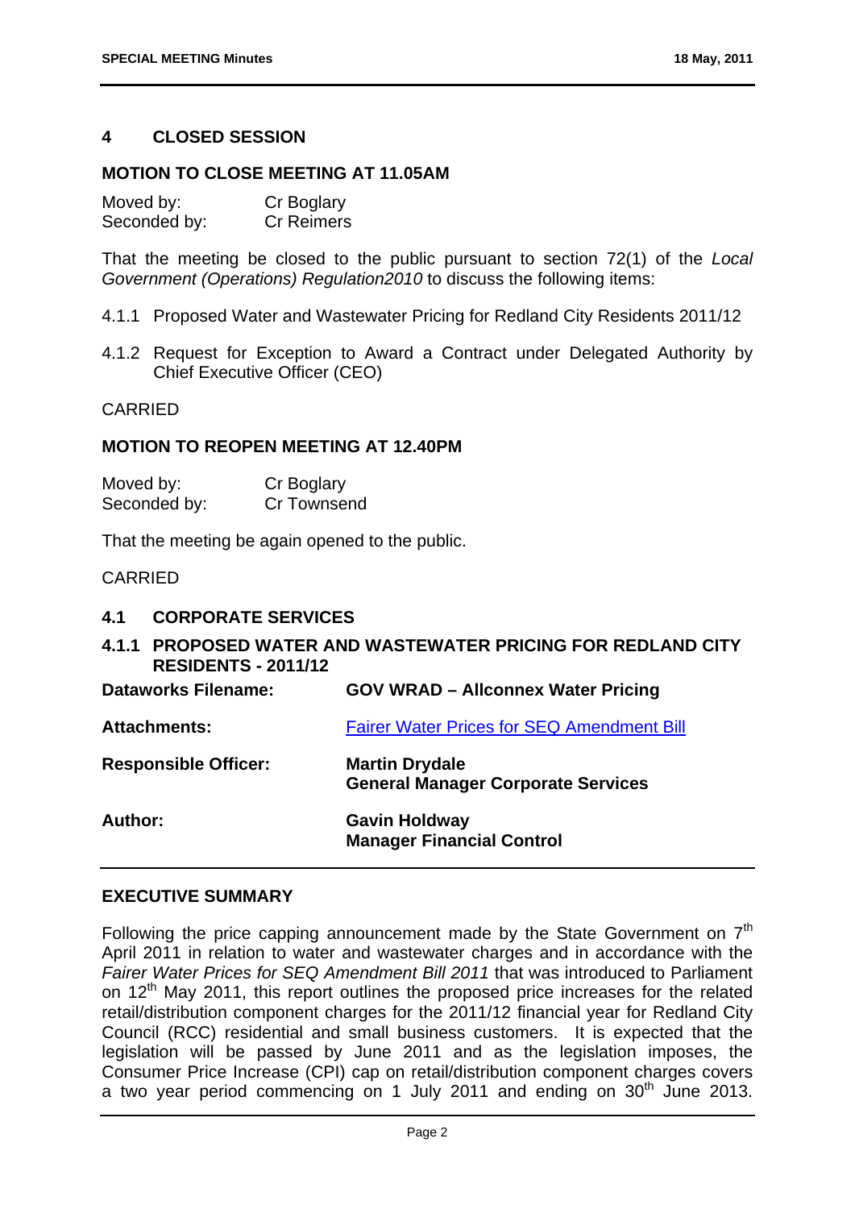## 4 CLOSED SESSION

### MOTION TO CLOSE MEETING AT 11.05AM

Moved by: Cr Boglary
Seconded by: Cr Reimers

That the meeting be closed to the public pursuant to section 72(1) of the *Local Government (Operations) Regulation2010* to discuss the following items:

4.1.1 Proposed Water and Wastewater Pricing for Redland City Residents 2011/12

4.1.2 Request for Exception to Award a Contract under Delegated Authority by Chief Executive Officer (CEO)

CARRIED

### MOTION TO REOPEN MEETING AT 12.40PM

Moved by: Cr Boglary
Seconded by: Cr Townsend

That the meeting be again opened to the public.

CARRIED

### 4.1 CORPORATE SERVICES

#### 4.1.1 PROPOSED WATER AND WASTEWATER PRICING FOR REDLAND CITY RESIDENTS - 2011/12

| | |
|---|---|
| **Dataworks Filename:** | **GOV WRAD – Allconnex Water Pricing** |
| **Attachments:** | Fairer Water Prices for SEQ Amendment Bill |
| **Responsible Officer:** | **Martin Drydale**<br>**General Manager Corporate Services** |
| **Author:** | **Gavin Holdway**<br>**Manager Financial Control** |

### EXECUTIVE SUMMARY

Following the price capping announcement made by the State Government on 7th April 2011 in relation to water and wastewater charges and in accordance with the *Fairer Water Prices for SEQ Amendment Bill 2011* that was introduced to Parliament on 12th May 2011, this report outlines the proposed price increases for the related retail/distribution component charges for the 2011/12 financial year for Redland City Council (RCC) residential and small business customers. It is expected that the legislation will be passed by June 2011 and as the legislation imposes, the Consumer Price Increase (CPI) cap on retail/distribution component charges covers a two year period commencing on 1 July 2011 and ending on 30th June 2013.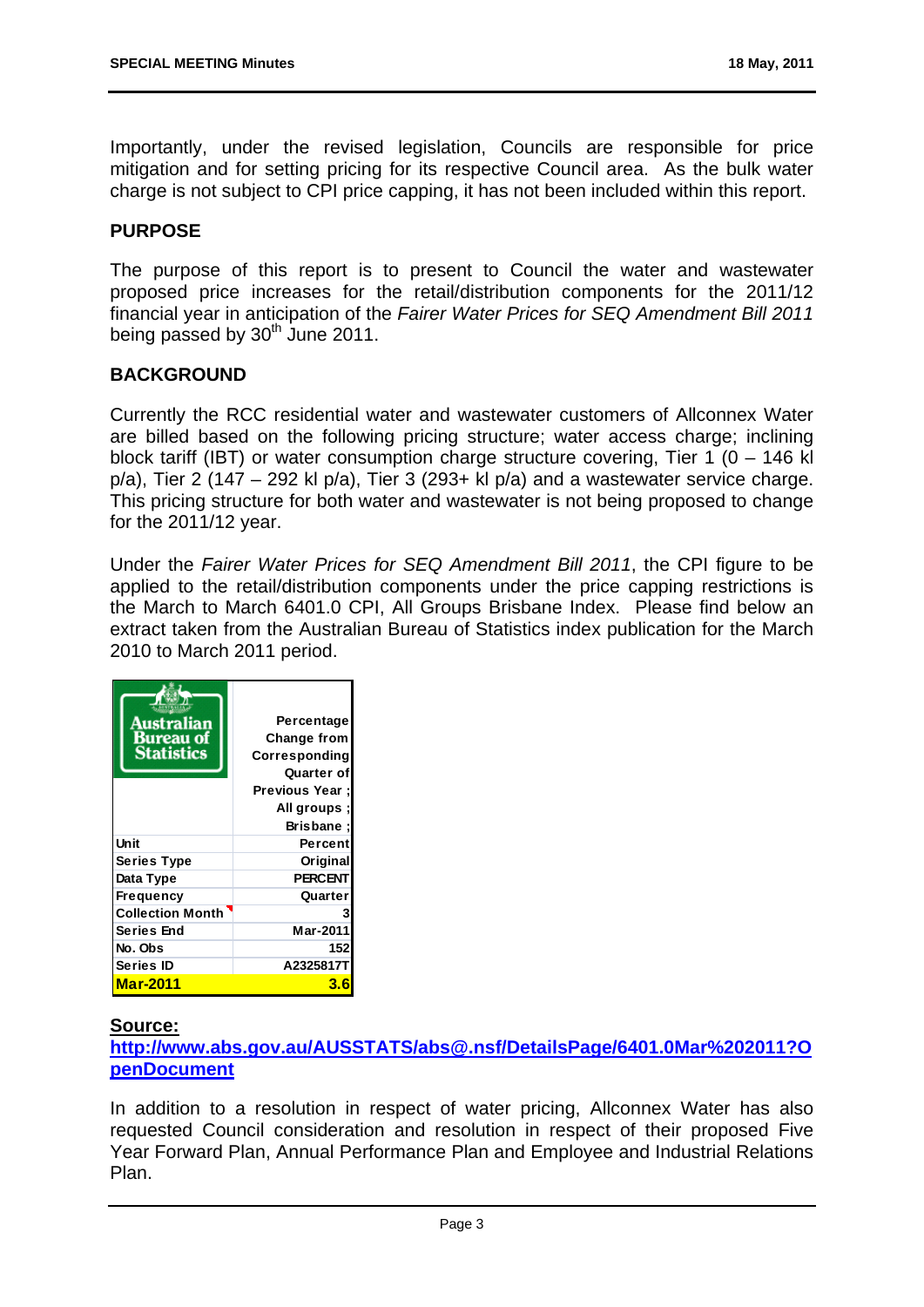Importantly, under the revised legislation, Councils are responsible for price mitigation and for setting pricing for its respective Council area. As the bulk water charge is not subject to CPI price capping, it has not been included within this report.

## PURPOSE

The purpose of this report is to present to Council the water and wastewater proposed price increases for the retail/distribution components for the 2011/12 financial year in anticipation of the *Fairer Water Prices for SEQ Amendment Bill 2011* being passed by 30th June 2011.

## BACKGROUND

Currently the RCC residential water and wastewater customers of Allconnex Water are billed based on the following pricing structure; water access charge; inclining block tariff (IBT) or water consumption charge structure covering, Tier 1 (0 – 146 kl p/a), Tier 2 (147 – 292 kl p/a), Tier 3 (293+ kl p/a) and a wastewater service charge. This pricing structure for both water and wastewater is not being proposed to change for the 2011/12 year.

Under the *Fairer Water Prices for SEQ Amendment Bill 2011*, the CPI figure to be applied to the retail/distribution components under the price capping restrictions is the March to March 6401.0 CPI, All Groups Brisbane Index. Please find below an extract taken from the Australian Bureau of Statistics index publication for the March 2010 to March 2011 period.

| Australian Bureau of Statistics | Percentage Change from Corresponding Quarter of Previous Year ; All groups ; Brisbane ; |
|---|---|
| Unit | Percent |
| Series Type | Original |
| Data Type | PERCENT |
| Frequency | Quarter |
| Collection Month | 3 |
| Series End | Mar-2011 |
| No. Obs | 152 |
| Series ID | A2325817T |
| **Mar-2011** | **3.6** |

**Source:**
**http://www.abs.gov.au/AUSSTATS/abs@.nsf/DetailsPage/6401.0Mar%202011?OpenDocument**

In addition to a resolution in respect of water pricing, Allconnex Water has also requested Council consideration and resolution in respect of their proposed Five Year Forward Plan, Annual Performance Plan and Employee and Industrial Relations Plan.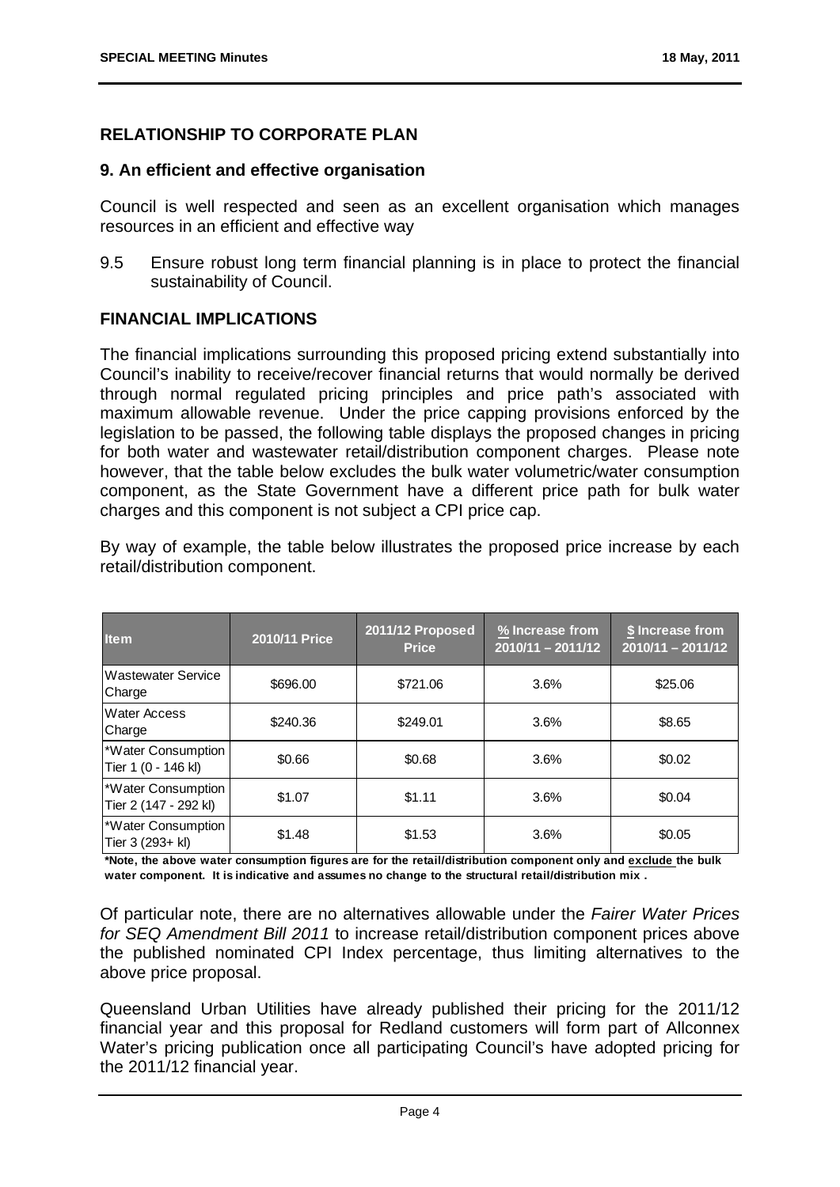## RELATIONSHIP TO CORPORATE PLAN

### 9. An efficient and effective organisation

Council is well respected and seen as an excellent organisation which manages resources in an efficient and effective way

9.5 Ensure robust long term financial planning is in place to protect the financial sustainability of Council.

## FINANCIAL IMPLICATIONS

The financial implications surrounding this proposed pricing extend substantially into Council's inability to receive/recover financial returns that would normally be derived through normal regulated pricing principles and price path's associated with maximum allowable revenue. Under the price capping provisions enforced by the legislation to be passed, the following table displays the proposed changes in pricing for both water and wastewater retail/distribution component charges. Please note however, that the table below excludes the bulk water volumetric/water consumption component, as the State Government have a different price path for bulk water charges and this component is not subject a CPI price cap.

By way of example, the table below illustrates the proposed price increase by each retail/distribution component.

| Item | 2010/11 Price | 2011/12 Proposed Price | % Increase from 2010/11 – 2011/12 | $ Increase from 2010/11 – 2011/12 |
|---|---|---|---|---|
| Wastewater Service Charge | $696.00 | $721.06 | 3.6% | $25.06 |
| Water Access Charge | $240.36 | $249.01 | 3.6% | $8.65 |
| *Water Consumption Tier 1 (0 - 146 kl) | $0.66 | $0.68 | 3.6% | $0.02 |
| *Water Consumption Tier 2 (147 - 292 kl) | $1.07 | $1.11 | 3.6% | $0.04 |
| *Water Consumption Tier 3 (293+ kl) | $1.48 | $1.53 | 3.6% | $0.05 |

**\*Note, the above water consumption figures are for the retail/distribution component only and exclude the bulk water component. It is indicative and assumes no change to the structural retail/distribution mix .**

Of particular note, there are no alternatives allowable under the *Fairer Water Prices for SEQ Amendment Bill 2011* to increase retail/distribution component prices above the published nominated CPI Index percentage, thus limiting alternatives to the above price proposal.

Queensland Urban Utilities have already published their pricing for the 2011/12 financial year and this proposal for Redland customers will form part of Allconnex Water's pricing publication once all participating Council's have adopted pricing for the 2011/12 financial year.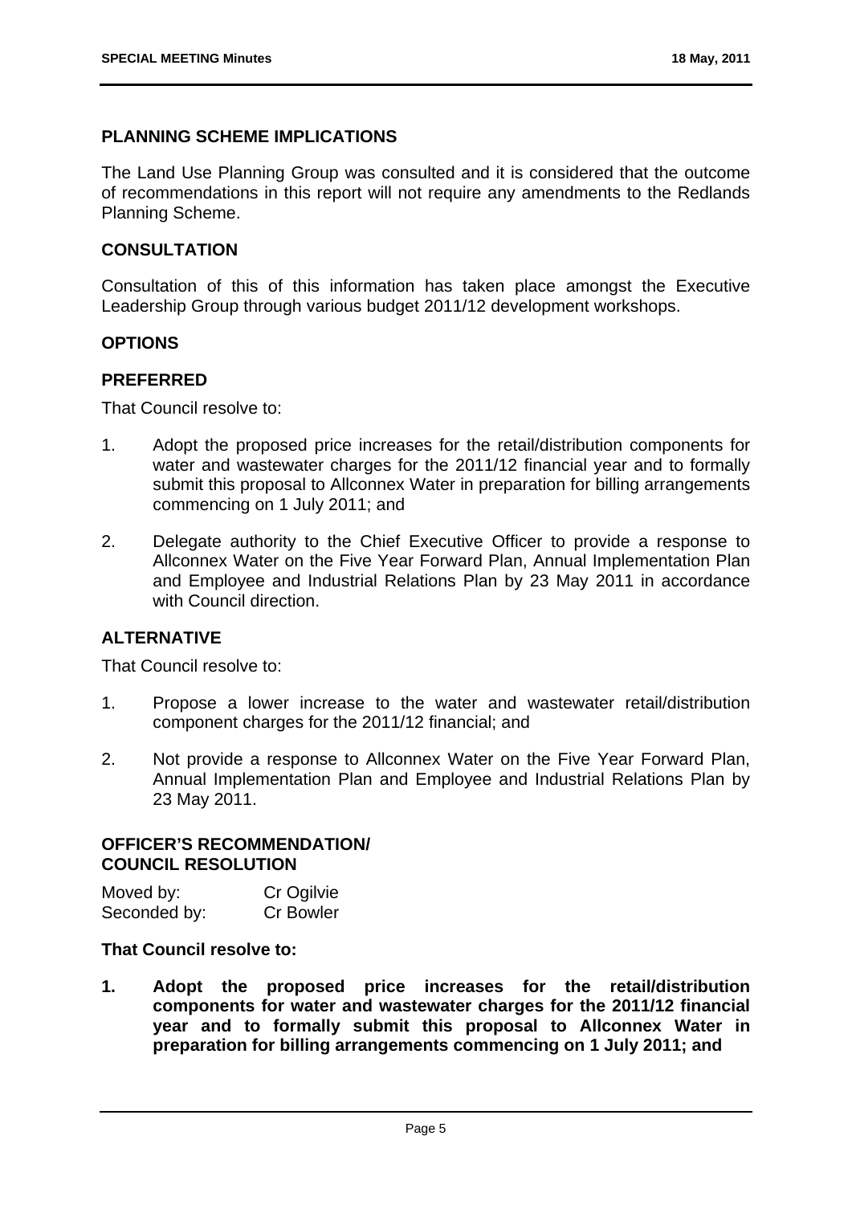## PLANNING SCHEME IMPLICATIONS

The Land Use Planning Group was consulted and it is considered that the outcome of recommendations in this report will not require any amendments to the Redlands Planning Scheme.

## CONSULTATION

Consultation of this of this information has taken place amongst the Executive Leadership Group through various budget 2011/12 development workshops.

## OPTIONS

## PREFERRED

That Council resolve to:

1. Adopt the proposed price increases for the retail/distribution components for water and wastewater charges for the 2011/12 financial year and to formally submit this proposal to Allconnex Water in preparation for billing arrangements commencing on 1 July 2011; and
2. Delegate authority to the Chief Executive Officer to provide a response to Allconnex Water on the Five Year Forward Plan, Annual Implementation Plan and Employee and Industrial Relations Plan by 23 May 2011 in accordance with Council direction.

## ALTERNATIVE

That Council resolve to:

1. Propose a lower increase to the water and wastewater retail/distribution component charges for the 2011/12 financial; and
2. Not provide a response to Allconnex Water on the Five Year Forward Plan, Annual Implementation Plan and Employee and Industrial Relations Plan by 23 May 2011.

## OFFICER'S RECOMMENDATION/ COUNCIL RESOLUTION

Moved by: Cr Ogilvie
Seconded by: Cr Bowler

**That Council resolve to:**

**1. Adopt the proposed price increases for the retail/distribution components for water and wastewater charges for the 2011/12 financial year and to formally submit this proposal to Allconnex Water in preparation for billing arrangements commencing on 1 July 2011; and**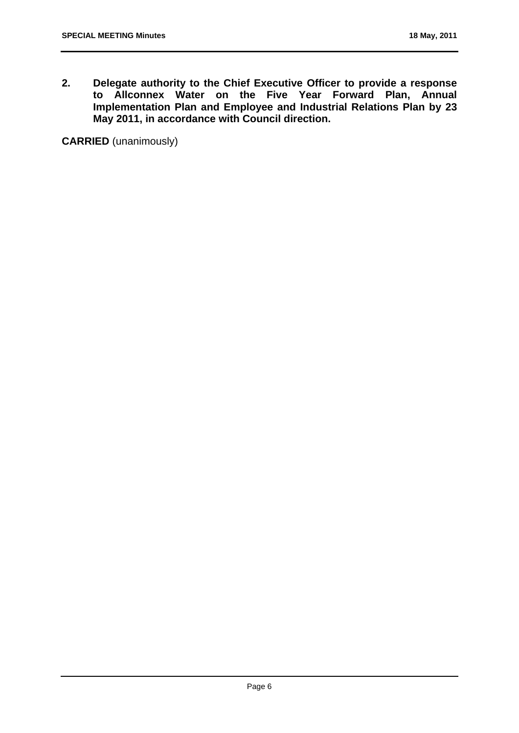**2. Delegate authority to the Chief Executive Officer to provide a response to Allconnex Water on the Five Year Forward Plan, Annual Implementation Plan and Employee and Industrial Relations Plan by 23 May 2011, in accordance with Council direction.**

**CARRIED** (unanimously)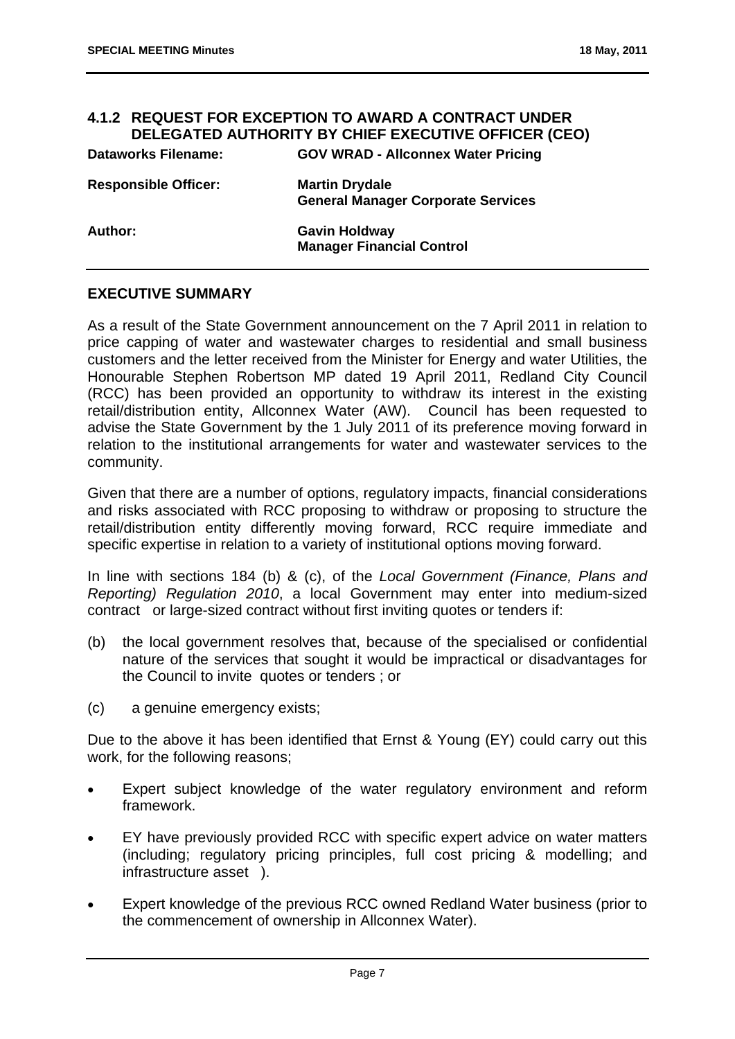## 4.1.2 REQUEST FOR EXCEPTION TO AWARD A CONTRACT UNDER DELEGATED AUTHORITY BY CHIEF EXECUTIVE OFFICER (CEO)

| | |
|---|---|
| **Dataworks Filename:** | **GOV WRAD - Allconnex Water Pricing** |
| **Responsible Officer:** | **Martin Drydale**<br>**General Manager Corporate Services** |
| **Author:** | **Gavin Holdway**<br>**Manager Financial Control** |

### EXECUTIVE SUMMARY

As a result of the State Government announcement on the 7 April 2011 in relation to price capping of water and wastewater charges to residential and small business customers and the letter received from the Minister for Energy and water Utilities, the Honourable Stephen Robertson MP dated 19 April 2011, Redland City Council (RCC) has been provided an opportunity to withdraw its interest in the existing retail/distribution entity, Allconnex Water (AW). Council has been requested to advise the State Government by the 1 July 2011 of its preference moving forward in relation to the institutional arrangements for water and wastewater services to the community.

Given that there are a number of options, regulatory impacts, financial considerations and risks associated with RCC proposing to withdraw or proposing to structure the retail/distribution entity differently moving forward, RCC require immediate and specific expertise in relation to a variety of institutional options moving forward.

In line with sections 184 (b) & (c), of the *Local Government (Finance, Plans and Reporting) Regulation 2010*, a local Government may enter into medium-sized contract or large-sized contract without first inviting quotes or tenders if:

(b) the local government resolves that, because of the specialised or confidential nature of the services that sought it would be impractical or disadvantages for the Council to invite quotes or tenders ; or

(c) a genuine emergency exists;

Due to the above it has been identified that Ernst & Young (EY) could carry out this work, for the following reasons;

- Expert subject knowledge of the water regulatory environment and reform framework.
- EY have previously provided RCC with specific expert advice on water matters (including; regulatory pricing principles, full cost pricing & modelling; and infrastructure asset ).
- Expert knowledge of the previous RCC owned Redland Water business (prior to the commencement of ownership in Allconnex Water).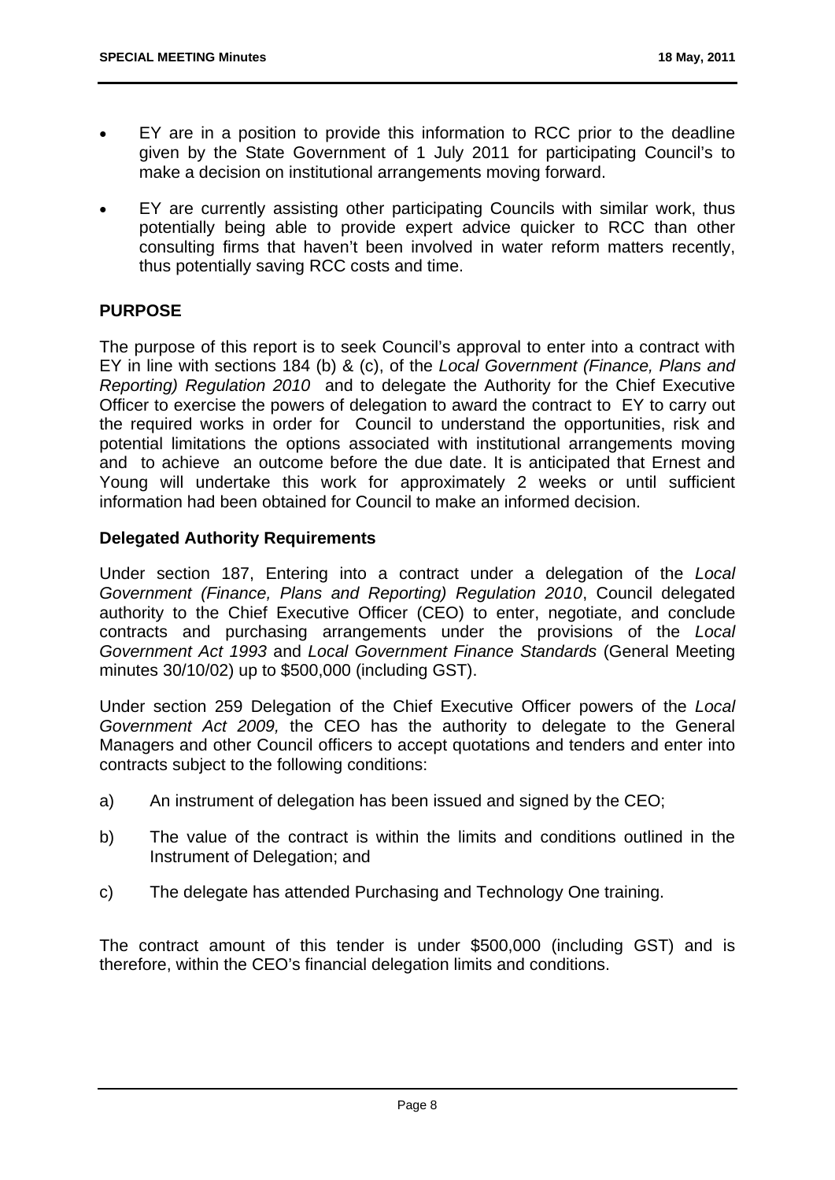- EY are in a position to provide this information to RCC prior to the deadline given by the State Government of 1 July 2011 for participating Council's to make a decision on institutional arrangements moving forward.
- EY are currently assisting other participating Councils with similar work, thus potentially being able to provide expert advice quicker to RCC than other consulting firms that haven't been involved in water reform matters recently, thus potentially saving RCC costs and time.

## PURPOSE

The purpose of this report is to seek Council's approval to enter into a contract with EY in line with sections 184 (b) & (c), of the *Local Government (Finance, Plans and Reporting) Regulation 2010* and to delegate the Authority for the Chief Executive Officer to exercise the powers of delegation to award the contract to EY to carry out the required works in order for Council to understand the opportunities, risk and potential limitations the options associated with institutional arrangements moving and to achieve an outcome before the due date. It is anticipated that Ernest and Young will undertake this work for approximately 2 weeks or until sufficient information had been obtained for Council to make an informed decision.

### Delegated Authority Requirements

Under section 187, Entering into a contract under a delegation of the *Local Government (Finance, Plans and Reporting) Regulation 2010*, Council delegated authority to the Chief Executive Officer (CEO) to enter, negotiate, and conclude contracts and purchasing arrangements under the provisions of the *Local Government Act 1993* and *Local Government Finance Standards* (General Meeting minutes 30/10/02) up to $500,000 (including GST).

Under section 259 Delegation of the Chief Executive Officer powers of the *Local Government Act 2009,* the CEO has the authority to delegate to the General Managers and other Council officers to accept quotations and tenders and enter into contracts subject to the following conditions:

a) An instrument of delegation has been issued and signed by the CEO;

b) The value of the contract is within the limits and conditions outlined in the Instrument of Delegation; and

c) The delegate has attended Purchasing and Technology One training.

The contract amount of this tender is under $500,000 (including GST) and is therefore, within the CEO's financial delegation limits and conditions.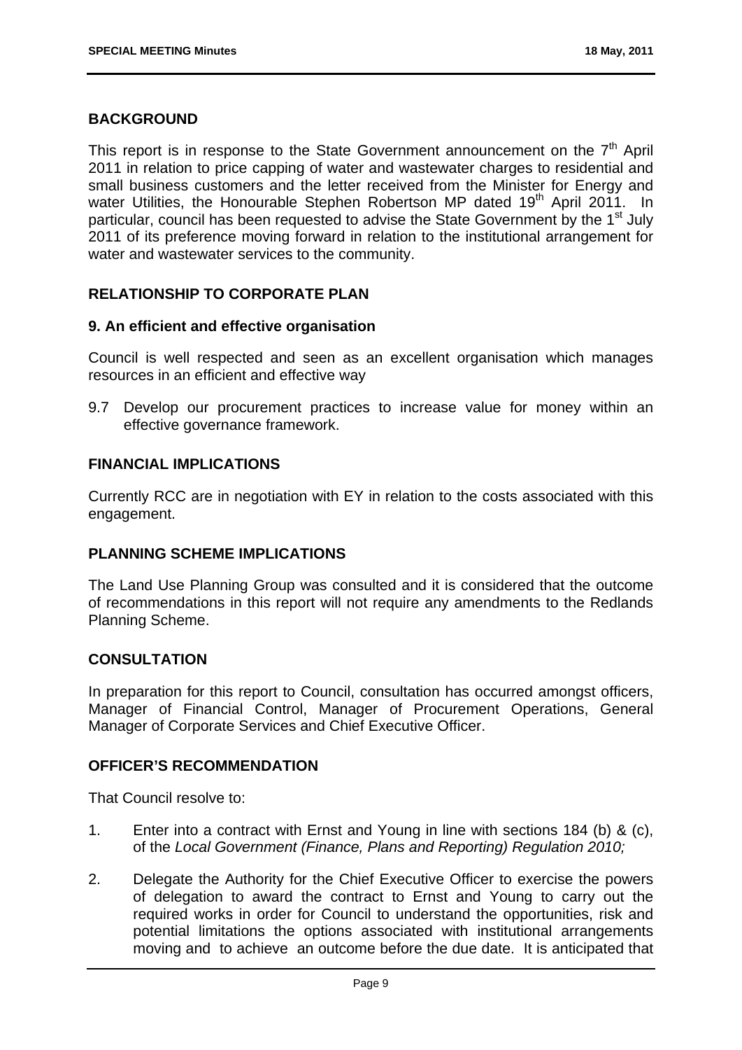## BACKGROUND

This report is in response to the State Government announcement on the 7th April 2011 in relation to price capping of water and wastewater charges to residential and small business customers and the letter received from the Minister for Energy and water Utilities, the Honourable Stephen Robertson MP dated 19th April 2011. In particular, council has been requested to advise the State Government by the 1st July 2011 of its preference moving forward in relation to the institutional arrangement for water and wastewater services to the community.

## RELATIONSHIP TO CORPORATE PLAN

### 9. An efficient and effective organisation

Council is well respected and seen as an excellent organisation which manages resources in an efficient and effective way

9.7 Develop our procurement practices to increase value for money within an effective governance framework.

## FINANCIAL IMPLICATIONS

Currently RCC are in negotiation with EY in relation to the costs associated with this engagement.

## PLANNING SCHEME IMPLICATIONS

The Land Use Planning Group was consulted and it is considered that the outcome of recommendations in this report will not require any amendments to the Redlands Planning Scheme.

## CONSULTATION

In preparation for this report to Council, consultation has occurred amongst officers, Manager of Financial Control, Manager of Procurement Operations, General Manager of Corporate Services and Chief Executive Officer.

## OFFICER'S RECOMMENDATION

That Council resolve to:

1. Enter into a contract with Ernst and Young in line with sections 184 (b) & (c), of the *Local Government (Finance, Plans and Reporting) Regulation 2010;*
2. Delegate the Authority for the Chief Executive Officer to exercise the powers of delegation to award the contract to Ernst and Young to carry out the required works in order for Council to understand the opportunities, risk and potential limitations the options associated with institutional arrangements moving and to achieve an outcome before the due date. It is anticipated that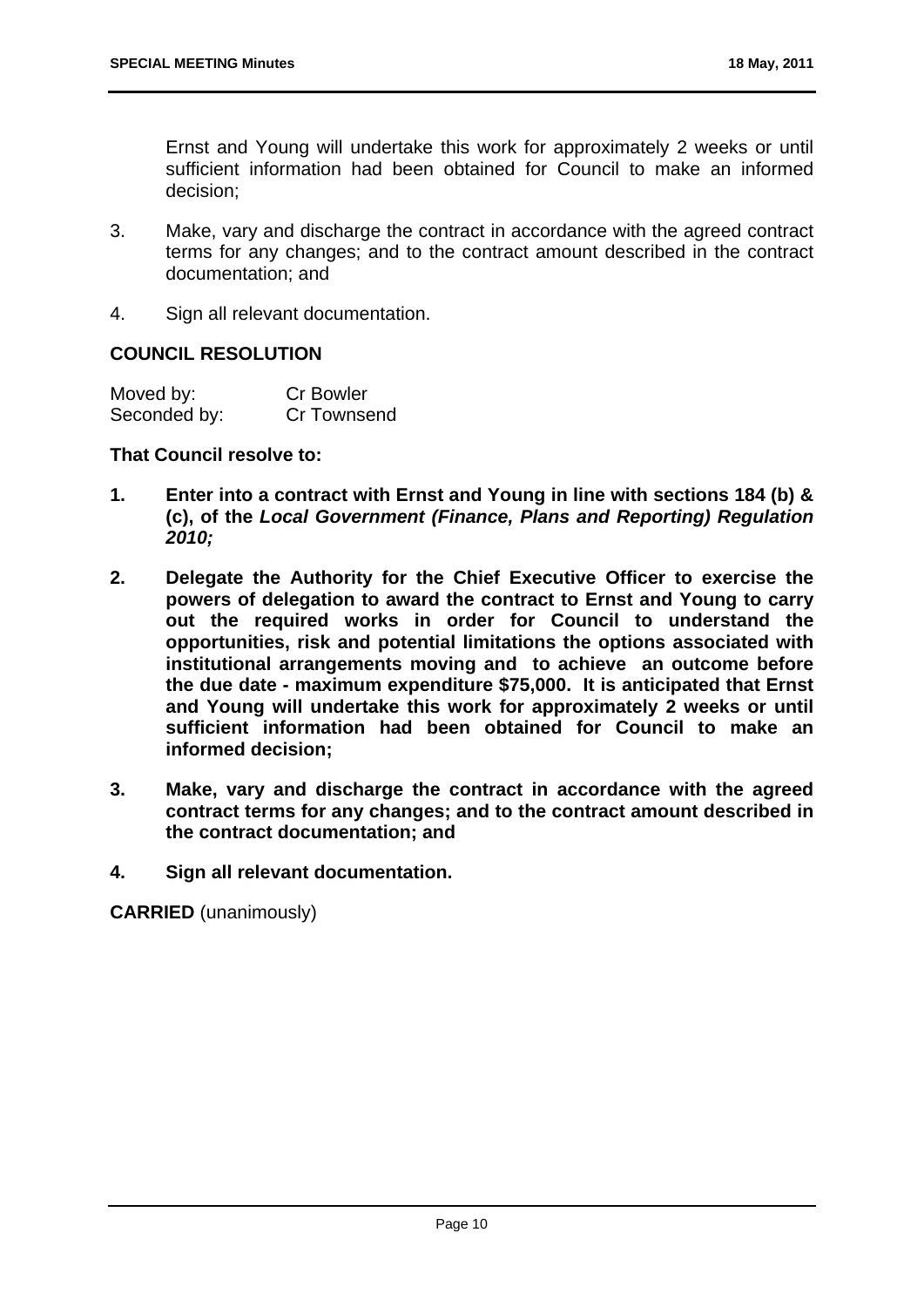Ernst and Young will undertake this work for approximately 2 weeks or until sufficient information had been obtained for Council to make an informed decision;

3. Make, vary and discharge the contract in accordance with the agreed contract terms for any changes; and to the contract amount described in the contract documentation; and

4. Sign all relevant documentation.

**COUNCIL RESOLUTION**

Moved by: Cr Bowler
Seconded by: Cr Townsend

**That Council resolve to:**

1. **Enter into a contract with Ernst and Young in line with sections 184 (b) & (c), of the *Local Government (Finance, Plans and Reporting) Regulation 2010;***

2. **Delegate the Authority for the Chief Executive Officer to exercise the powers of delegation to award the contract to Ernst and Young to carry out the required works in order for Council to understand the opportunities, risk and potential limitations the options associated with institutional arrangements moving and to achieve an outcome before the due date - maximum expenditure $75,000. It is anticipated that Ernst and Young will undertake this work for approximately 2 weeks or until sufficient information had been obtained for Council to make an informed decision;**

3. **Make, vary and discharge the contract in accordance with the agreed contract terms for any changes; and to the contract amount described in the contract documentation; and**

4. **Sign all relevant documentation.**

**CARRIED** (unanimously)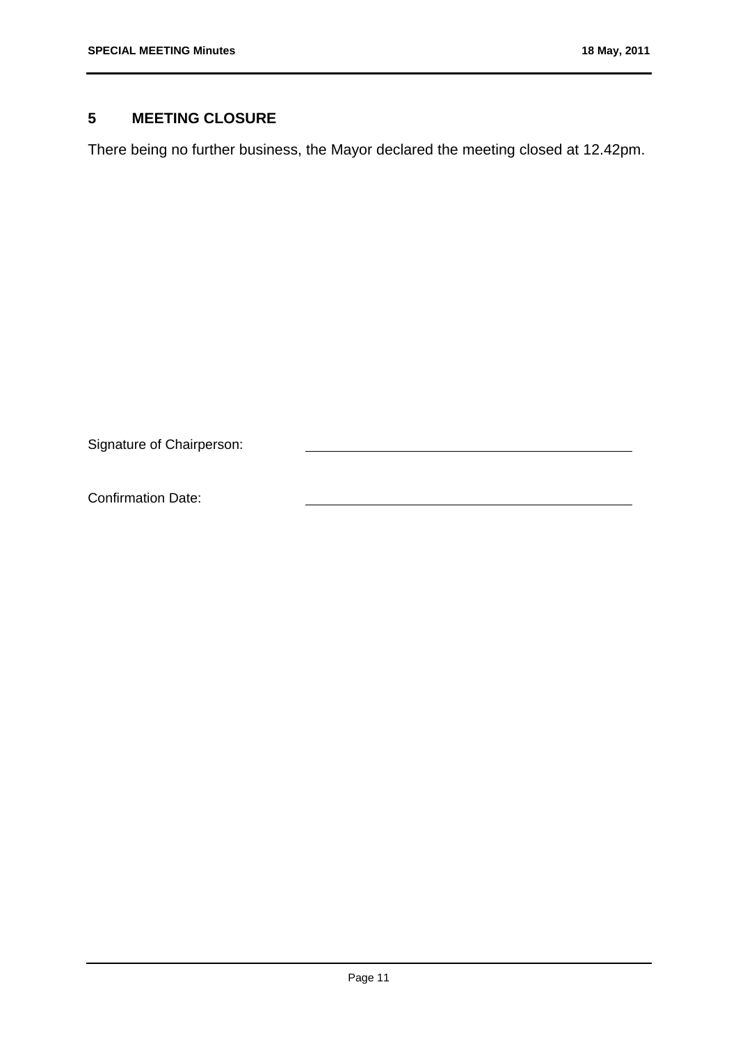## 5 MEETING CLOSURE

There being no further business, the Mayor declared the meeting closed at 12.42pm.

Signature of Chairperson: \_\_\_\_\_\_\_\_\_\_\_\_\_\_\_\_\_\_\_\_\_\_\_\_\_\_\_\_\_\_

Confirmation Date: \_\_\_\_\_\_\_\_\_\_\_\_\_\_\_\_\_\_\_\_\_\_\_\_\_\_\_\_\_\_